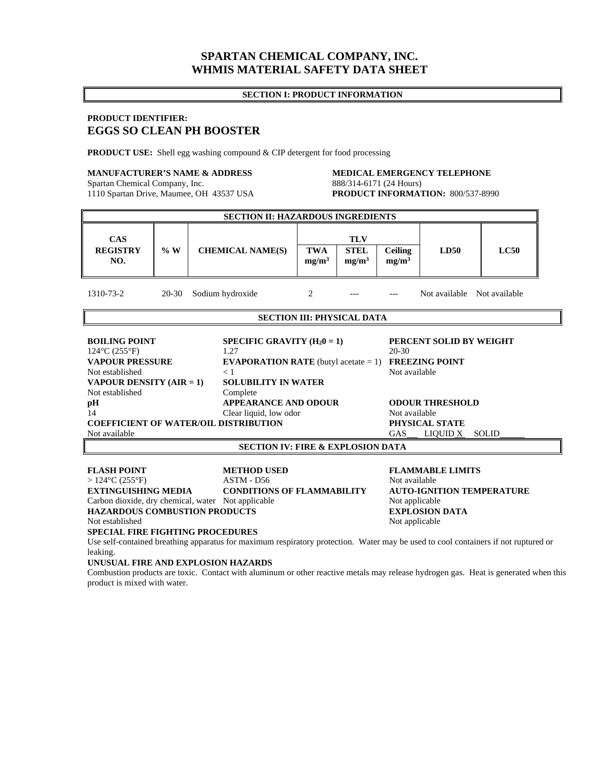# SPARTAN CHEMICAL COMPANY, INC.
# WHMIS MATERIAL SAFETY DATA SHEET

## SECTION I: PRODUCT INFORMATION

**PRODUCT IDENTIFIER:**
**EGGS SO CLEAN PH BOOSTER**

**PRODUCT USE:** Shell egg washing compound & CIP detergent for food processing

**MANUFACTURER'S NAME & ADDRESS**
Spartan Chemical Company, Inc.
1110 Spartan Drive, Maumee, OH 43537 USA

**MEDICAL EMERGENCY TELEPHONE**
888/314-6171 (24 Hours)
**PRODUCT INFORMATION:** 800/537-8990

## SECTION II: HAZARDOUS INGREDIENTS

| CAS REGISTRY NO. | % W | CHEMICAL NAME(S) | TLV | | | LD50 | LC50 |
|---|---|---|---|---|---|---|---|
| | | | TWA $mg/m^3$ | STEL $mg/m^3$ | Ceiling $mg/m^3$ | | |
| 1310-73-2 | 20-30 | Sodium hydroxide | 2 | --- | --- | Not available | Not available |

## SECTION III: PHYSICAL DATA

**BOILING POINT**
124°C (255°F)

**SPECIFIC GRAVITY ($H_2O = 1$)**
1.27

**PERCENT SOLID BY WEIGHT**
20-30

**VAPOUR PRESSURE**
Not established

**EVAPORATION RATE** (butyl acetate = 1)
< 1

**FREEZING POINT**
Not available

**VAPOUR DENSITY (AIR = 1)**
Not established

**SOLUBILITY IN WATER**
Complete

**pH**
14

**APPEARANCE AND ODOUR**
Clear liquid, low odor

**ODOUR THRESHOLD**
Not available

**COEFFICIENT OF WATER/OIL DISTRIBUTION**
Not available

**PHYSICAL STATE**
GAS\_\_\_ LIQUID X SOLID\_\_\_\_\_\_

## SECTION IV: FIRE & EXPLOSION DATA

**FLASH POINT**
> 124°C (255°F)

**METHOD USED**
ASTM - D56

**FLAMMABLE LIMITS**
Not available

**EXTINGUISHING MEDIA**
Carbon dioxide, dry chemical, water

**CONDITIONS OF FLAMMABILITY**
Not applicable

**AUTO-IGNITION TEMPERATURE**
Not applicable

**HAZARDOUS COMBUSTION PRODUCTS**
Not established

**EXPLOSION DATA**
Not applicable

**SPECIAL FIRE FIGHTING PROCEDURES**
Use self-contained breathing apparatus for maximum respiratory protection. Water may be used to cool containers if not ruptured or leaking.

**UNUSUAL FIRE AND EXPLOSION HAZARDS**
Combustion products are toxic. Contact with aluminum or other reactive metals may release hydrogen gas. Heat is generated when this product is mixed with water.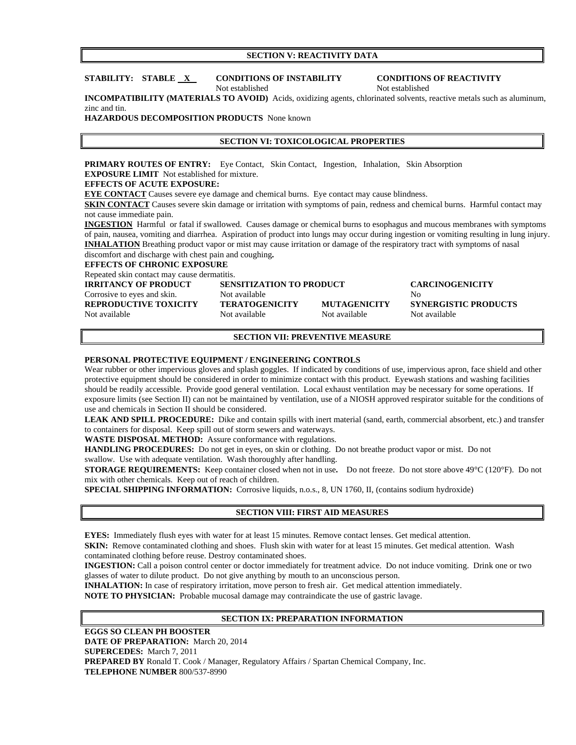## SECTION V: REACTIVITY DATA

**STABILITY: STABLE \_X\_**

**CONDITIONS OF INSTABILITY** Not established

**CONDITIONS OF REACTIVITY** Not established

**INCOMPATIBILITY (MATERIALS TO AVOID)** Acids, oxidizing agents, chlorinated solvents, reactive metals such as aluminum, zinc and tin.

**HAZARDOUS DECOMPOSITION PRODUCTS** None known

## SECTION VI: TOXICOLOGICAL PROPERTIES

**PRIMARY ROUTES OF ENTRY:** Eye Contact, Skin Contact, Ingestion, Inhalation, Skin Absorption

**EXPOSURE LIMIT** Not established for mixture.

**EFFECTS OF ACUTE EXPOSURE:**

**EYE CONTACT** Causes severe eye damage and chemical burns. Eye contact may cause blindness.

**SKIN CONTACT** Causes severe skin damage or irritation with symptoms of pain, redness and chemical burns. Harmful contact may not cause immediate pain.

**INGESTION** Harmful or fatal if swallowed. Causes damage or chemical burns to esophagus and mucous membranes with symptoms of pain, nausea, vomiting and diarrhea. Aspiration of product into lungs may occur during ingestion or vomiting resulting in lung injury.

**INHALATION** Breathing product vapor or mist may cause irritation or damage of the respiratory tract with symptoms of nasal discomfort and discharge with chest pain and coughing.

**EFFECTS OF CHRONIC EXPOSURE**

Repeated skin contact may cause dermatitis.

| | | | |
|---|---|---|---|
| **IRRITANCY OF PRODUCT** | **SENSITIZATION TO PRODUCT** | | **CARCINOGENICITY** |
| Corrosive to eyes and skin. | Not available | | No |
| **REPRODUCTIVE TOXICITY** | **TERATOGENICITY** | **MUTAGENICITY** | **SYNERGISTIC PRODUCTS** |
| Not available | Not available | Not available | Not available |

## SECTION VII: PREVENTIVE MEASURE

**PERSONAL PROTECTIVE EQUIPMENT / ENGINEERING CONTROLS**

Wear rubber or other impervious gloves and splash goggles. If indicated by conditions of use, impervious apron, face shield and other protective equipment should be considered in order to minimize contact with this product. Eyewash stations and washing facilities should be readily accessible. Provide good general ventilation. Local exhaust ventilation may be necessary for some operations. If exposure limits (see Section II) can not be maintained by ventilation, use of a NIOSH approved respirator suitable for the conditions of use and chemicals in Section II should be considered.

**LEAK AND SPILL PROCEDURE:** Dike and contain spills with inert material (sand, earth, commercial absorbent, etc.) and transfer to containers for disposal. Keep spill out of storm sewers and waterways.

**WASTE DISPOSAL METHOD:** Assure conformance with regulations.

**HANDLING PROCEDURES:** Do not get in eyes, on skin or clothing. Do not breathe product vapor or mist. Do not swallow. Use with adequate ventilation. Wash thoroughly after handling.

**STORAGE REQUIREMENTS:** Keep container closed when not in use. Do not freeze. Do not store above 49°C (120°F). Do not mix with other chemicals. Keep out of reach of children.

**SPECIAL SHIPPING INFORMATION:** Corrosive liquids, n.o.s., 8, UN 1760, II, (contains sodium hydroxide)

## SECTION VIII: FIRST AID MEASURES

**EYES:** Immediately flush eyes with water for at least 15 minutes. Remove contact lenses. Get medical attention.

**SKIN:** Remove contaminated clothing and shoes. Flush skin with water for at least 15 minutes. Get medical attention. Wash contaminated clothing before reuse. Destroy contaminated shoes.

**INGESTION:** Call a poison control center or doctor immediately for treatment advice. Do not induce vomiting. Drink one or two glasses of water to dilute product. Do not give anything by mouth to an unconscious person.

**INHALATION:** In case of respiratory irritation, move person to fresh air. Get medical attention immediately.

**NOTE TO PHYSICIAN:** Probable mucosal damage may contraindicate the use of gastric lavage.

## SECTION IX: PREPARATION INFORMATION

**EGGS SO CLEAN PH BOOSTER**

**DATE OF PREPARATION:** March 20, 2014

**SUPERCEDES:** March 7, 2011

**PREPARED BY** Ronald T. Cook / Manager, Regulatory Affairs / Spartan Chemical Company, Inc.

**TELEPHONE NUMBER** 800/537-8990